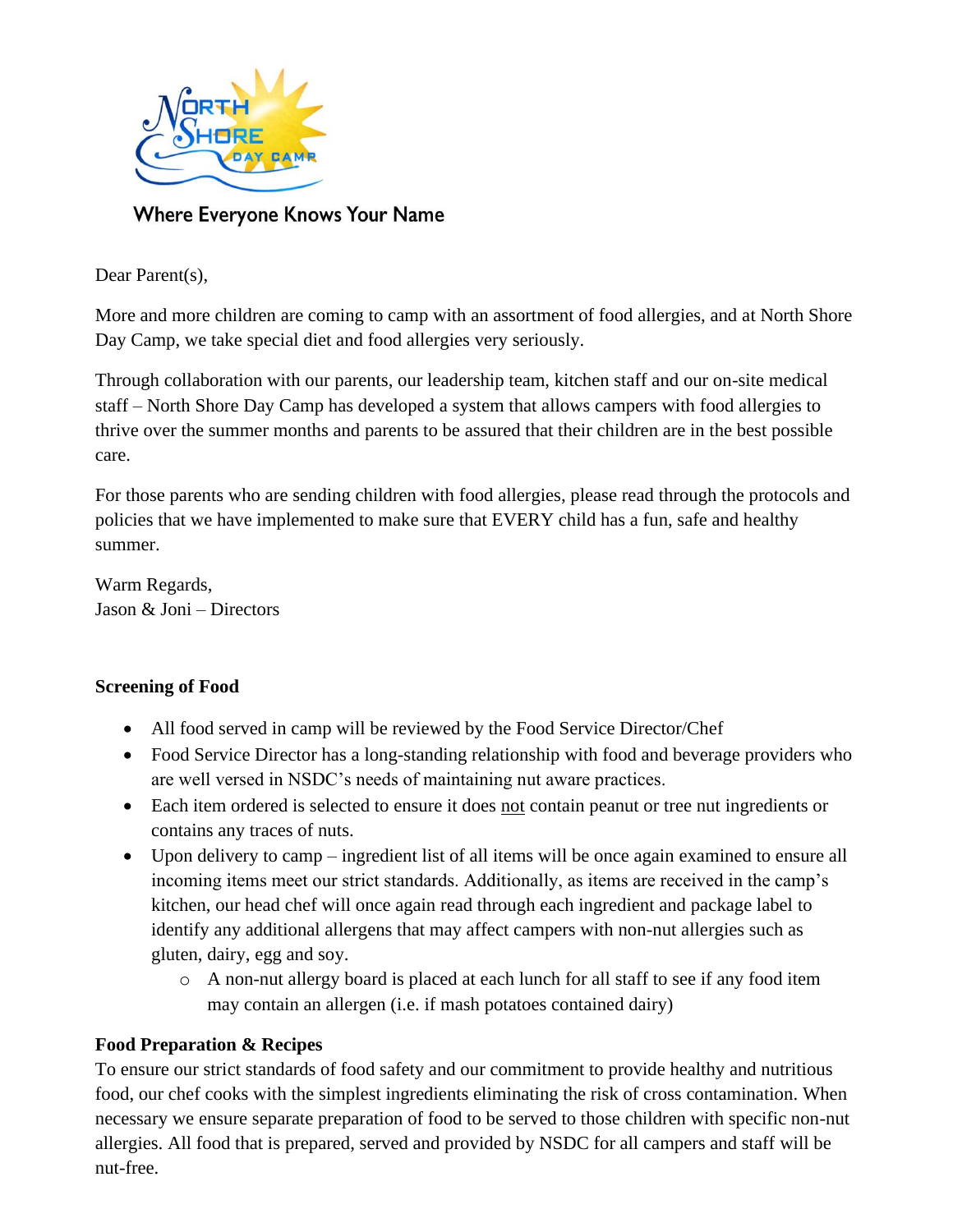Where Everyone Knows Your Name

Dear Parent(s),

More and more children are coming to camp with an assortment of food allergies, and at North Shore Day Camp, we take special diet and food allergies very seriously.

Through collaboration with our parents, our leadership team, kitchen staff and our on-site medical staff – North Shore Day Camp has developed a system that allows campers with food allergies to thrive over the summer months and parents to be assured that their children are in the best possible care.

For those parents who are sending children with food allergies, please read through the protocols and policies that we have implemented to make sure that EVERY child has a fun, safe and healthy summer.

Warm Regards,
Jason & Joni – Directors

**Screening of Food**

- All food served in camp will be reviewed by the Food Service Director/Chef
- Food Service Director has a long-standing relationship with food and beverage providers who are well versed in NSDC's needs of maintaining nut aware practices.
- Each item ordered is selected to ensure it does not contain peanut or tree nut ingredients or contains any traces of nuts.
- Upon delivery to camp – ingredient list of all items will be once again examined to ensure all incoming items meet our strict standards. Additionally, as items are received in the camp's kitchen, our head chef will once again read through each ingredient and package label to identify any additional allergens that may affect campers with non-nut allergies such as gluten, dairy, egg and soy.
    - A non-nut allergy board is placed at each lunch for all staff to see if any food item may contain an allergen (i.e. if mash potatoes contained dairy)

**Food Preparation & Recipes**

To ensure our strict standards of food safety and our commitment to provide healthy and nutritious food, our chef cooks with the simplest ingredients eliminating the risk of cross contamination. When necessary we ensure separate preparation of food to be served to those children with specific non-nut allergies. All food that is prepared, served and provided by NSDC for all campers and staff will be nut-free.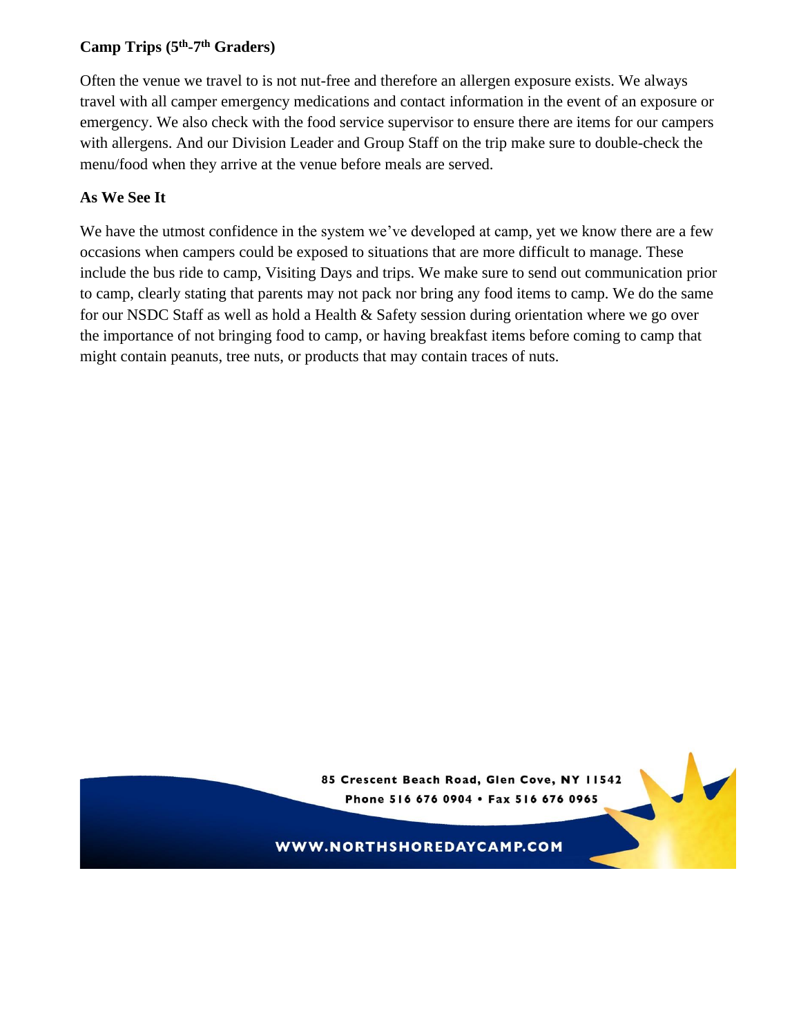**Camp Trips (5th-7th Graders)**

Often the venue we travel to is not nut-free and therefore an allergen exposure exists. We always travel with all camper emergency medications and contact information in the event of an exposure or emergency. We also check with the food service supervisor to ensure there are items for our campers with allergens. And our Division Leader and Group Staff on the trip make sure to double-check the menu/food when they arrive at the venue before meals are served.

**As We See It**

We have the utmost confidence in the system we've developed at camp, yet we know there are a few occasions when campers could be exposed to situations that are more difficult to manage. These include the bus ride to camp, Visiting Days and trips. We make sure to send out communication prior to camp, clearly stating that parents may not pack nor bring any food items to camp. We do the same for our NSDC Staff as well as hold a Health & Safety session during orientation where we go over the importance of not bringing food to camp, or having breakfast items before coming to camp that might contain peanuts, tree nuts, or products that may contain traces of nuts.